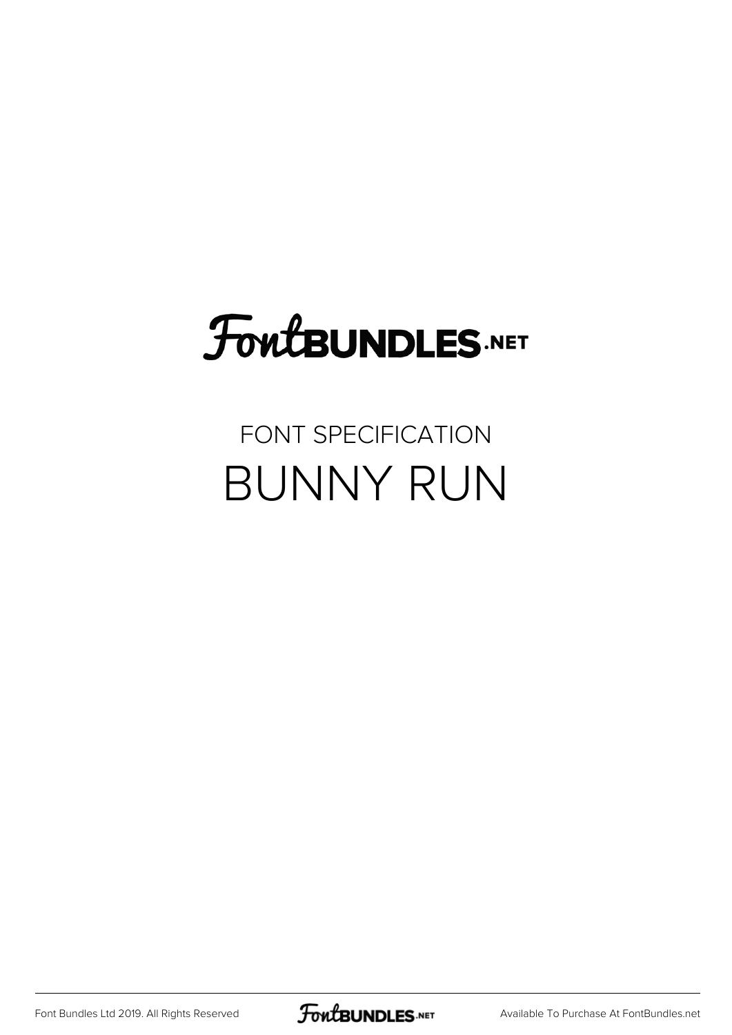FontBUNDLES.NET

FONT SPECIFICATION

# BUNNY RUN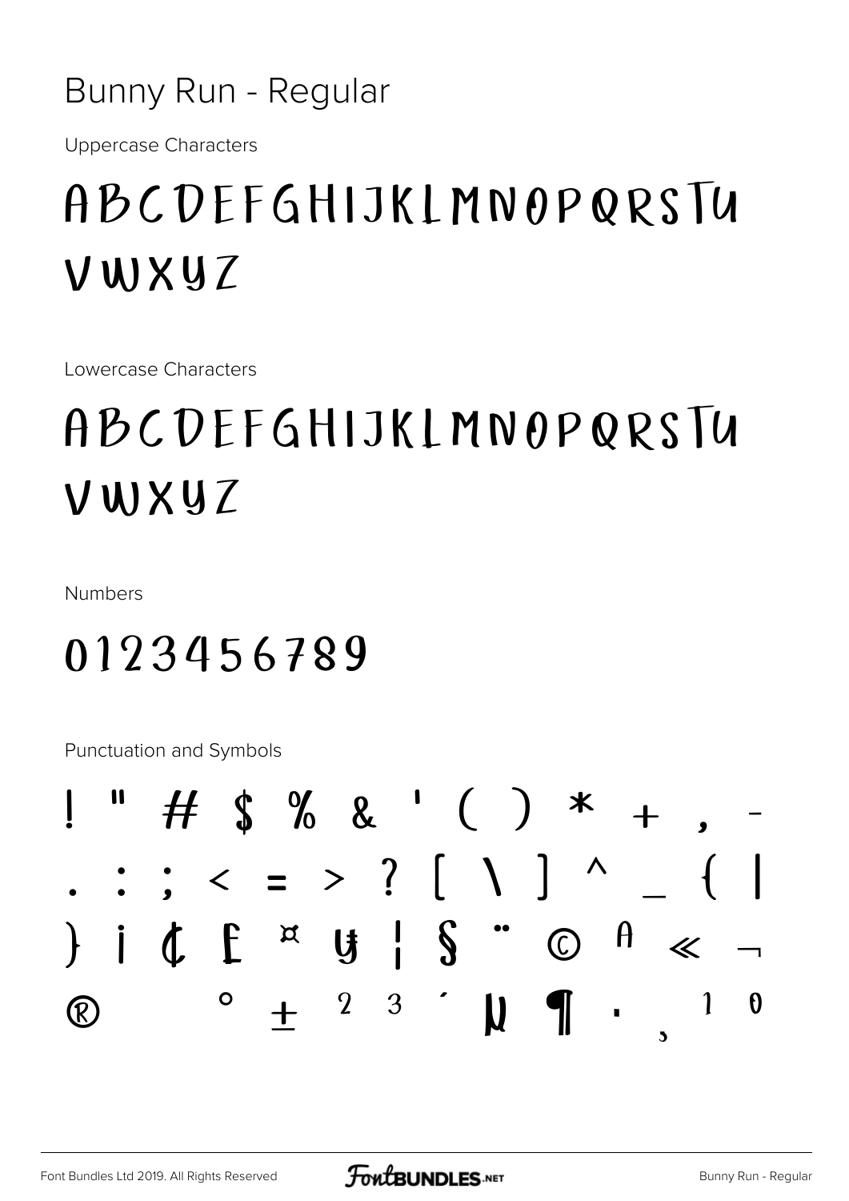# Bunny Run - Regular

Uppercase Characters

ABCDEFGHIJKLMNOPQRSTU
VWXYZ

Lowercase Characters

ABCDEFGHIJKLMNOPQRSTU
VWXYZ

Numbers

0123456789

Punctuation and Symbols

! " # $ % & ' ( ) * + , -
. : ; < = > ? [ \ ] ^ _ { |
} ¡ ¢ £ ¤ ¥ ¦ § ¨ © ª « ¬
® ° ± ² ³ ´ µ ¶ · ¸ ¹ º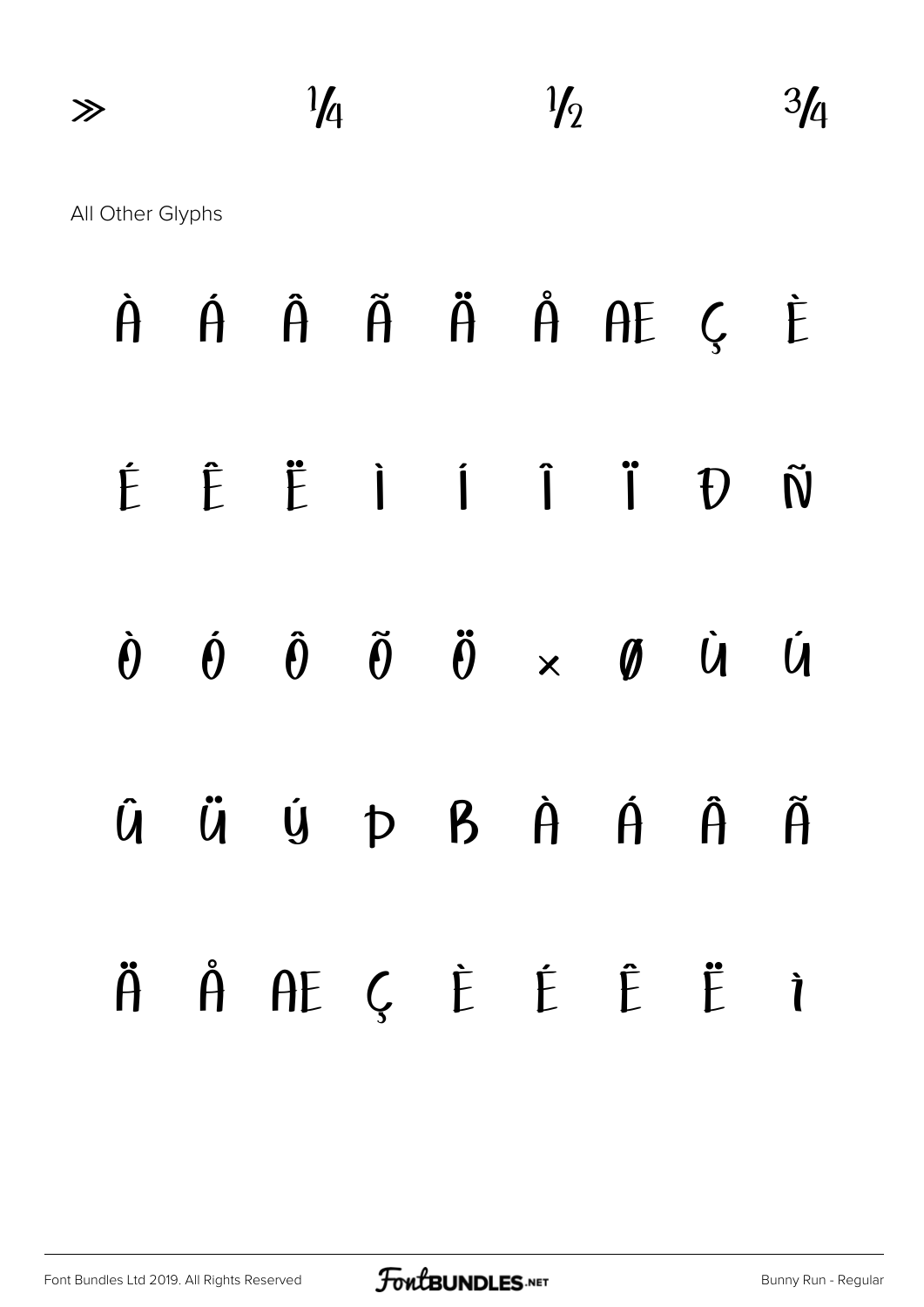» ¼ ½ ¾

All Other Glyphs

À Á Â Ã Ä Å Æ Ç È

É Ê Ë Ì Í Î Ï Ð Ñ

Ò Ó Ô Õ Ö × Ø Ù Ú

Û Ü Ý Þ ß à á â ã

ä å æ ç è é ê ë ì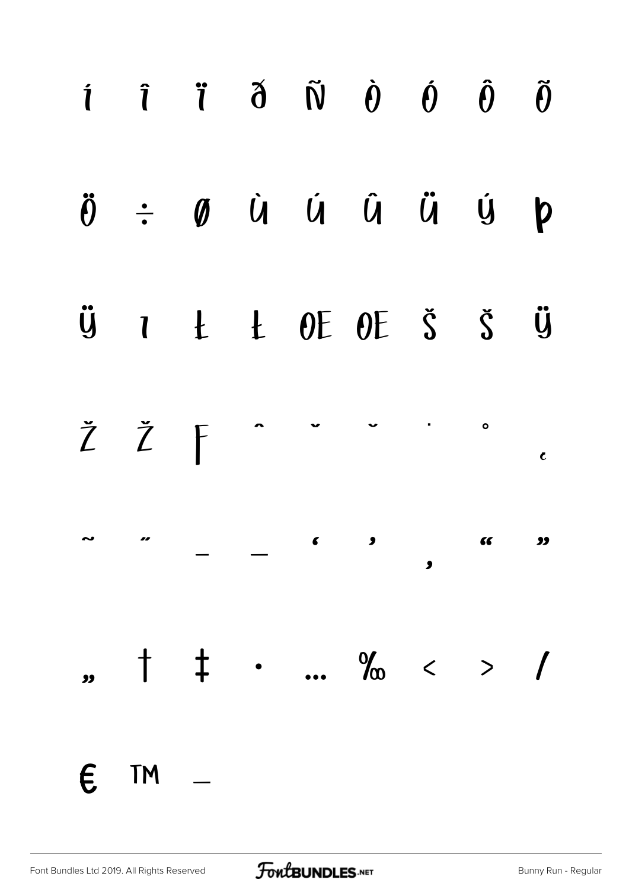í î ï ð Ñ Ò Ó Ô Õ

Ö ÷ ø Ù Ú Û Ü Ý þ

ÿ ı Ł ł Œ œ Š š Ÿ

Ž ž ƒ ˆ ˇ ˘ ˙ ˚ ˛

˜ ˝ – — ‘ ’ ‚ “ ”

„ † ‡ • … ‰ ‹ › ⁄

€ ™ −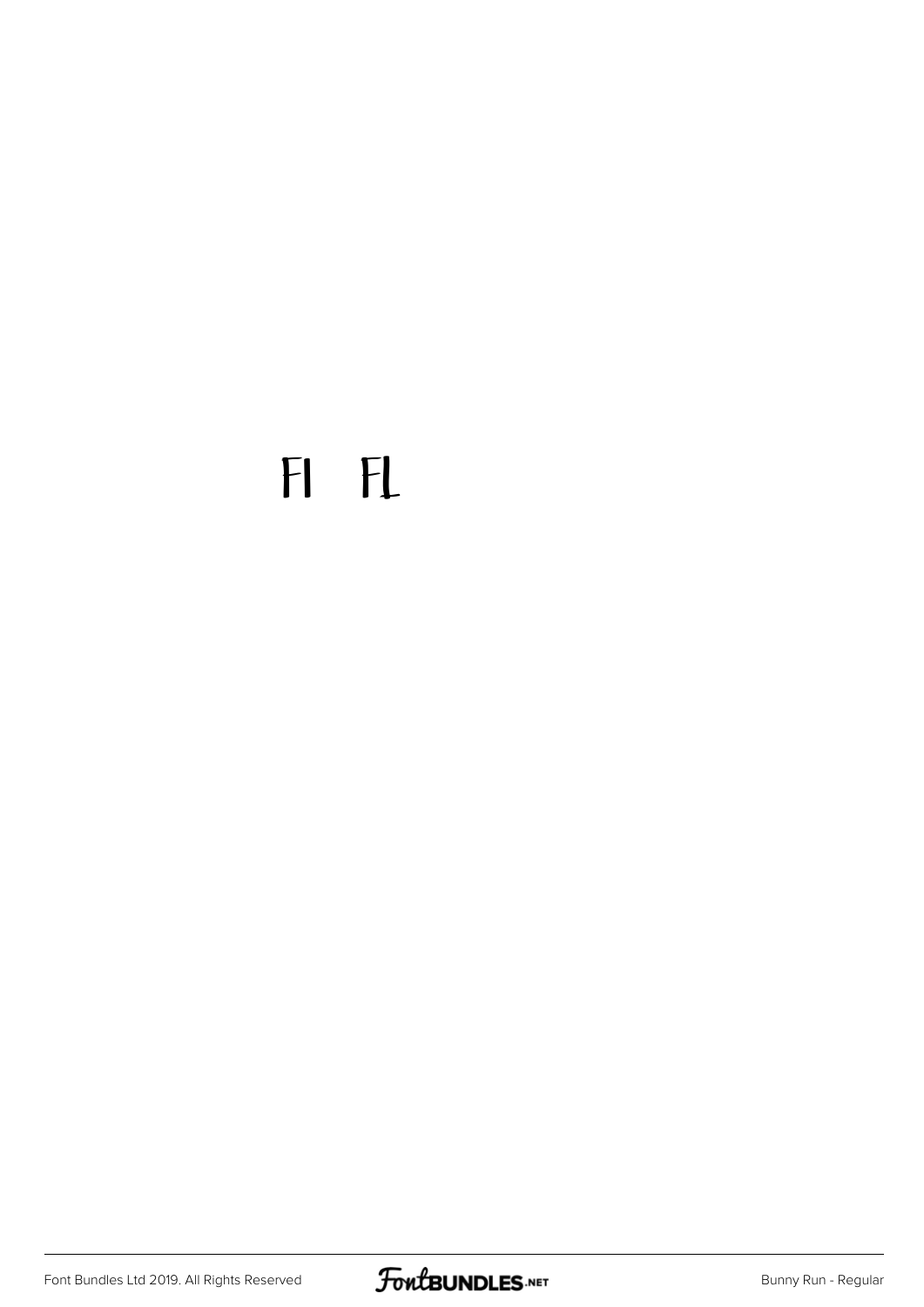FI FL